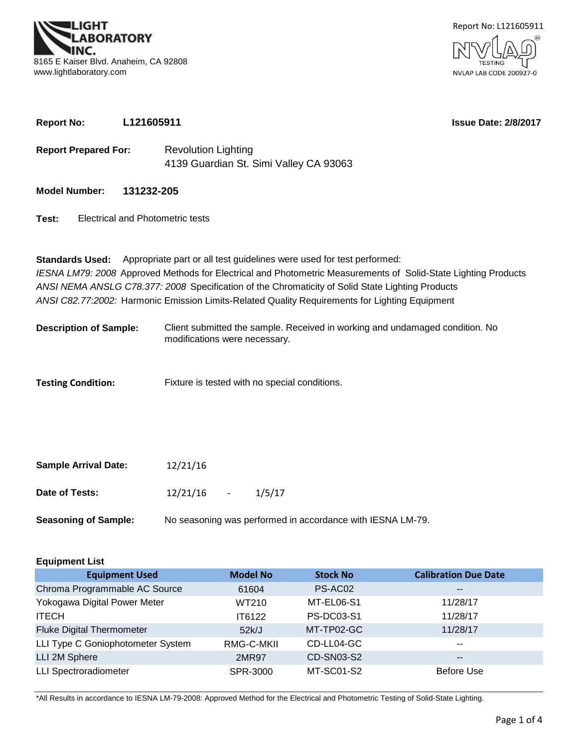LIGHT LABORATORY INC.
8165 E Kaiser Blvd. Anaheim, CA 92808
www.lightlaboratory.com

Report No: L121605911
NVLAP TESTING
NVLAP LAB CODE 200927-0

**Report No:** **L121605911** **Issue Date: 2/8/2017**

**Report Prepared For:** Revolution Lighting
4139 Guardian St. Simi Valley CA 93063

**Model Number:** **131232-205**

**Test:** Electrical and Photometric tests

**Standards Used:** Appropriate part or all test guidelines were used for test performed:
*IESNA LM79: 2008* Approved Methods for Electrical and Photometric Measurements of Solid-State Lighting Products
*ANSI NEMA ANSLG C78.377: 2008* Specification of the Chromaticity of Solid State Lighting Products
*ANSI C82.77:2002:* Harmonic Emission Limits-Related Quality Requirements for Lighting Equipment

**Description of Sample:** Client submitted the sample. Received in working and undamaged condition. No modifications were necessary.

**Testing Condition:** Fixture is tested with no special conditions.

**Sample Arrival Date:** 12/21/16

**Date of Tests:** 12/21/16 - 1/5/17

**Seasoning of Sample:** No seasoning was performed in accordance with IESNA LM-79.

**Equipment List**

| Equipment Used | Model No | Stock No | Calibration Due Date |
|---|---|---|---|
| Chroma Programmable AC Source | 61604 | PS-AC02 | -- |
| Yokogawa Digital Power Meter | WT210 | MT-EL06-S1 | 11/28/17 |
| ITECH | IT6122 | PS-DC03-S1 | 11/28/17 |
| Fluke Digital Thermometer | 52k/J | MT-TP02-GC | 11/28/17 |
| LLI Type C Goniophotometer System | RMG-C-MKII | CD-LL04-GC | -- |
| LLI 2M Sphere | 2MR97 | CD-SN03-S2 | -- |
| LLI Spectroradiometer | SPR-3000 | MT-SC01-S2 | Before Use |

*All Results in accordance to IESNA LM-79-2008: Approved Method for the Electrical and Photometric Testing of Solid-State Lighting.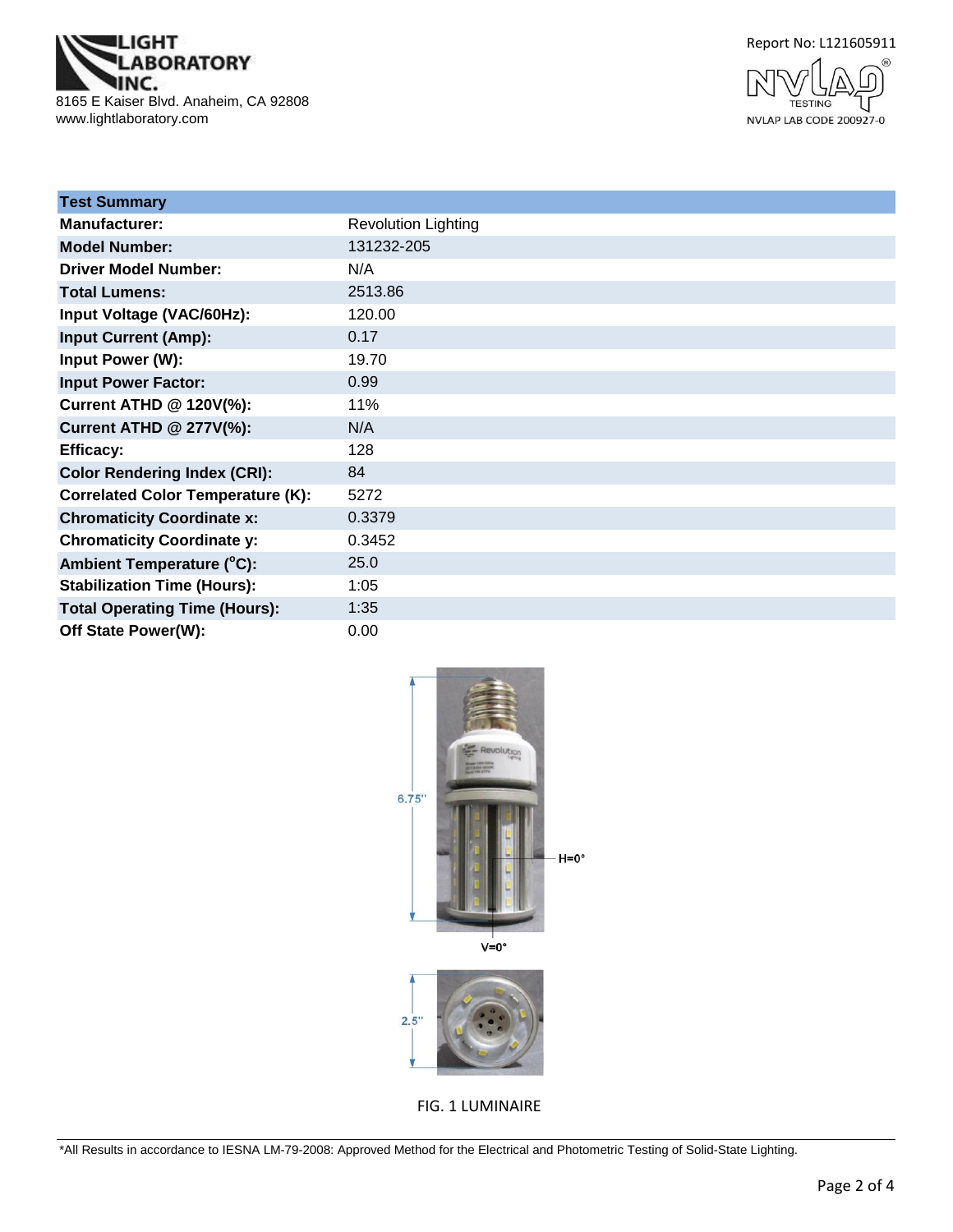| Test Summary | |
|---|---|
| **Manufacturer:** | Revolution Lighting |
| **Model Number:** | 131232-205 |
| **Driver Model Number:** | N/A |
| **Total Lumens:** | 2513.86 |
| **Input Voltage (VAC/60Hz):** | 120.00 |
| **Input Current (Amp):** | 0.17 |
| **Input Power (W):** | 19.70 |
| **Input Power Factor:** | 0.99 |
| **Current ATHD @ 120V(%):** | 11% |
| **Current ATHD @ 277V(%):** | N/A |
| **Efficacy:** | 128 |
| **Color Rendering Index (CRI):** | 84 |
| **Correlated Color Temperature (K):** | 5272 |
| **Chromaticity Coordinate x:** | 0.3379 |
| **Chromaticity Coordinate y:** | 0.3452 |
| **Ambient Temperature (°C):** | 25.0 |
| **Stabilization Time (Hours):** | 1:05 |
| **Total Operating Time (Hours):** | 1:35 |
| **Off State Power(W):** | 0.00 |

FIG. 1 LUMINAIRE

*All Results in accordance to IESNA LM-79-2008: Approved Method for the Electrical and Photometric Testing of Solid-State Lighting.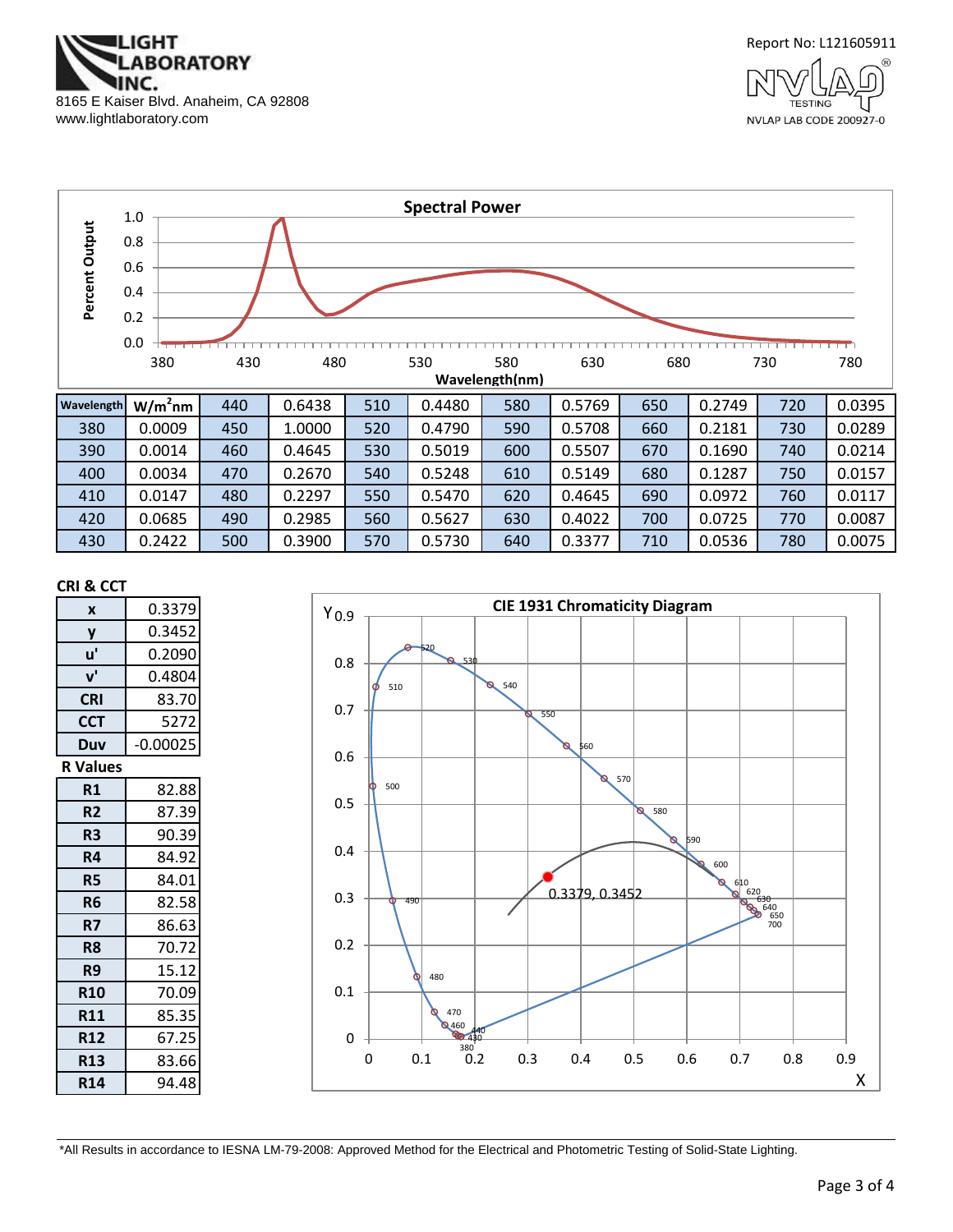LIGHT LABORATORY INC.
8165 E Kaiser Blvd. Anaheim, CA 92808
www.lightlaboratory.com

Report No: L121605911

NVLAP TESTING
NVLAP LAB CODE 200927-0

## Spectral Power

| Wavelength | $W/m^2nm$ | | | | | | | | | | |
|---|---|---|---|---|---|---|---|---|---|---|---|
| 380 | 0.0009 | 440 | 0.6438 | 510 | 0.4480 | 580 | 0.5769 | 650 | 0.2749 | 720 | 0.0395 |
| 390 | 0.0014 | 450 | 1.0000 | 520 | 0.4790 | 590 | 0.5708 | 660 | 0.2181 | 730 | 0.0289 |
| 400 | 0.0034 | 460 | 0.4645 | 530 | 0.5019 | 600 | 0.5507 | 670 | 0.1690 | 740 | 0.0214 |
| 410 | 0.0147 | 470 | 0.2670 | 540 | 0.5248 | 610 | 0.5149 | 680 | 0.1287 | 750 | 0.0157 |
| 420 | 0.0685 | 480 | 0.2297 | 550 | 0.5470 | 620 | 0.4645 | 690 | 0.0972 | 760 | 0.0117 |
| 430 | 0.2422 | 490 | 0.2985 | 560 | 0.5627 | 630 | 0.4022 | 700 | 0.0725 | 770 | 0.0087 |
|  |  | 500 | 0.3900 | 570 | 0.5730 | 640 | 0.3377 | 710 | 0.0536 | 780 | 0.0075 |

### CRI & CCT

| Parameter | Value |
|---|---|
| x | 0.3379 |
| y | 0.3452 |
| u' | 0.2090 |
| v' | 0.4804 |
| CRI | 83.70 |
| CCT | 5272 |
| Duv | -0.00025 |

### R Values

| R | Value |
|---|---|
| R1 | 82.88 |
| R2 | 87.39 |
| R3 | 90.39 |
| R4 | 84.92 |
| R5 | 84.01 |
| R6 | 82.58 |
| R7 | 86.63 |
| R8 | 70.72 |
| R9 | 15.12 |
| R10 | 70.09 |
| R11 | 85.35 |
| R12 | 67.25 |
| R13 | 83.66 |
| R14 | 94.48 |

## CIE 1931 Chromaticity Diagram

0.3379, 0.3452

*All Results in accordance to IESNA LM-79-2008: Approved Method for the Electrical and Photometric Testing of Solid-State Lighting.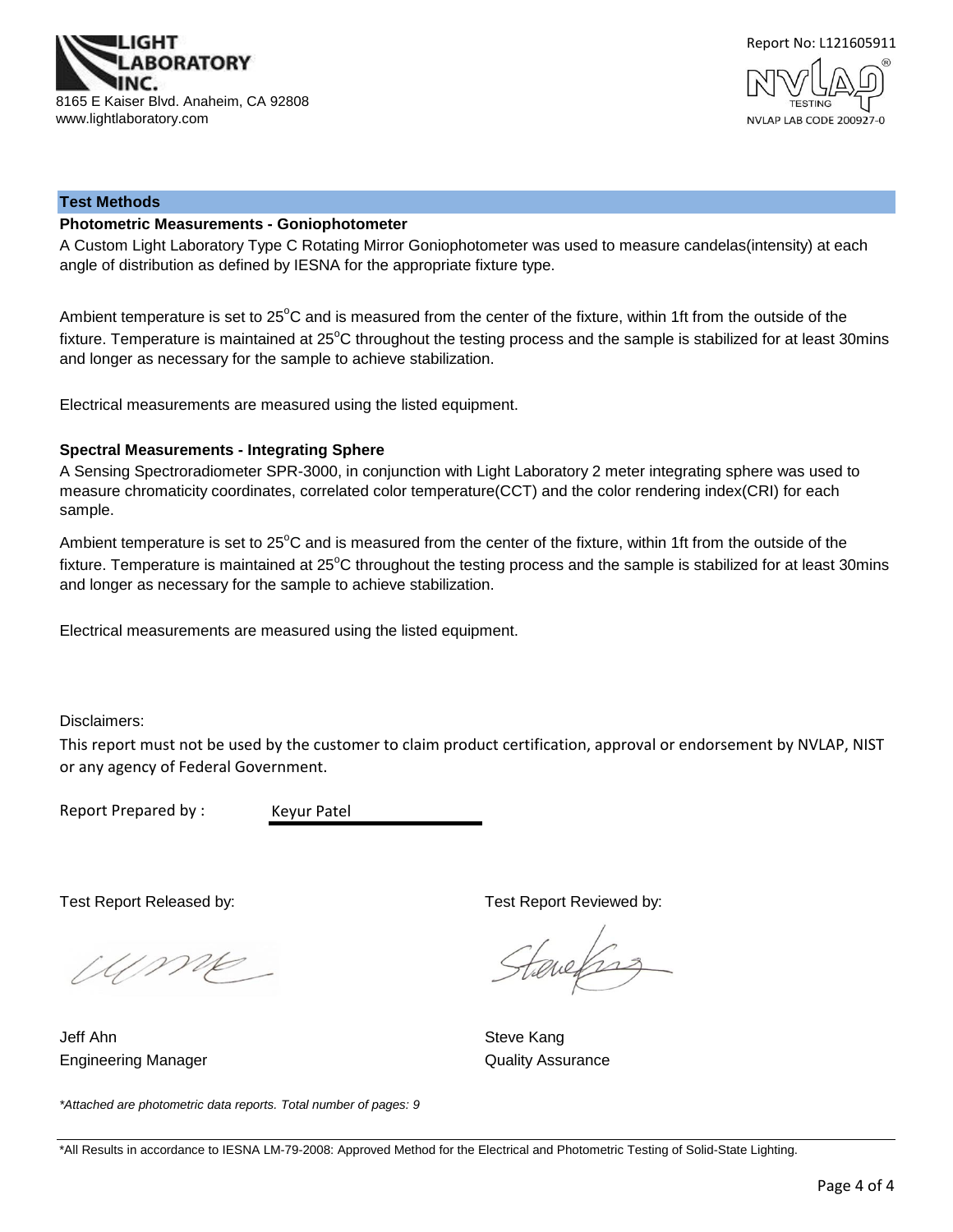Light Laboratory Inc.
8165 E Kaiser Blvd. Anaheim, CA 92808
www.lightlaboratory.com

Report No: L121605911

NVLAP LAB CODE 200927-0

## Test Methods

### Photometric Measurements - Goniophotometer

A Custom Light Laboratory Type C Rotating Mirror Goniophotometer was used to measure candelas(intensity) at each angle of distribution as defined by IESNA for the appropriate fixture type.

Ambient temperature is set to 25°C and is measured from the center of the fixture, within 1ft from the outside of the fixture. Temperature is maintained at 25°C throughout the testing process and the sample is stabilized for at least 30mins and longer as necessary for the sample to achieve stabilization.

Electrical measurements are measured using the listed equipment.

### Spectral Measurements - Integrating Sphere

A Sensing Spectroradiometer SPR-3000, in conjunction with Light Laboratory 2 meter integrating sphere was used to measure chromaticity coordinates, correlated color temperature(CCT) and the color rendering index(CRI) for each sample.

Ambient temperature is set to 25°C and is measured from the center of the fixture, within 1ft from the outside of the fixture. Temperature is maintained at 25°C throughout the testing process and the sample is stabilized for at least 30mins and longer as necessary for the sample to achieve stabilization.

Electrical measurements are measured using the listed equipment.

Disclaimers:

This report must not be used by the customer to claim product certification, approval or endorsement by NVLAP, NIST or any agency of Federal Government.

Report Prepared by : Keyur Patel

Test Report Released by:

Jeff Ahn
Engineering Manager

Test Report Reviewed by:

Steve Kang
Quality Assurance

*\*Attached are photometric data reports. Total number of pages: 9*

*All Results in accordance to IESNA LM-79-2008: Approved Method for the Electrical and Photometric Testing of Solid-State Lighting.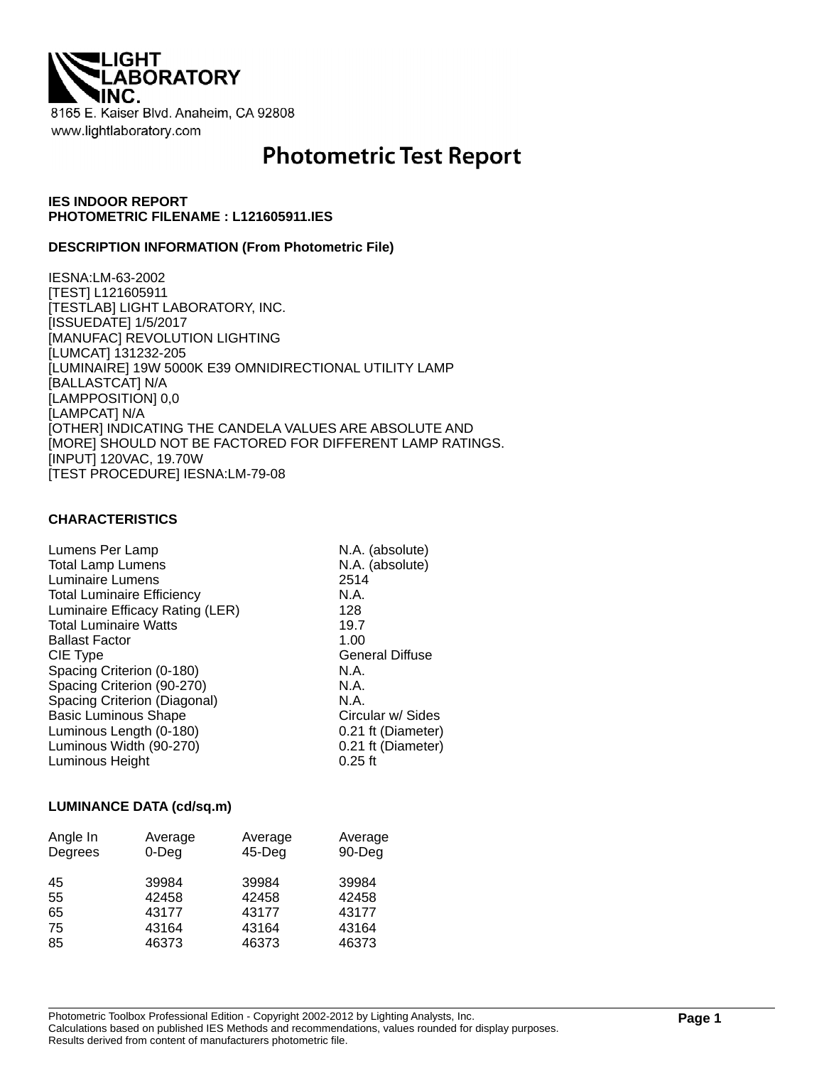LIGHT LABORATORY INC.

8165 E. Kaiser Blvd. Anaheim, CA 92808

www.lightlaboratory.com

# Photometric Test Report

**IES INDOOR REPORT**
**PHOTOMETRIC FILENAME : L121605911.IES**

**DESCRIPTION INFORMATION (From Photometric File)**

IESNA:LM-63-2002
[TEST] L121605911
[TESTLAB] LIGHT LABORATORY, INC.
[ISSUEDATE] 1/5/2017
[MANUFAC] REVOLUTION LIGHTING
[LUMCAT] 131232-205
[LUMINAIRE] 19W 5000K E39 OMNIDIRECTIONAL UTILITY LAMP
[BALLASTCAT] N/A
[LAMPPOSITION] 0,0
[LAMPCAT] N/A
[OTHER] INDICATING THE CANDELA VALUES ARE ABSOLUTE AND
[MORE] SHOULD NOT BE FACTORED FOR DIFFERENT LAMP RATINGS.
[INPUT] 120VAC, 19.70W
[TEST PROCEDURE] IESNA:LM-79-08

**CHARACTERISTICS**

| | |
|---|---|
| Lumens Per Lamp | N.A. (absolute) |
| Total Lamp Lumens | N.A. (absolute) |
| Luminaire Lumens | 2514 |
| Total Luminaire Efficiency | N.A. |
| Luminaire Efficacy Rating (LER) | 128 |
| Total Luminaire Watts | 19.7 |
| Ballast Factor | 1.00 |
| CIE Type | General Diffuse |
| Spacing Criterion (0-180) | N.A. |
| Spacing Criterion (90-270) | N.A. |
| Spacing Criterion (Diagonal) | N.A. |
| Basic Luminous Shape | Circular w/ Sides |
| Luminous Length (0-180) | 0.21 ft (Diameter) |
| Luminous Width (90-270) | 0.21 ft (Diameter) |
| Luminous Height | 0.25 ft |

**LUMINANCE DATA (cd/sq.m)**

| Angle In Degrees | Average 0-Deg | Average 45-Deg | Average 90-Deg |
|---|---|---|---|
| 45 | 39984 | 39984 | 39984 |
| 55 | 42458 | 42458 | 42458 |
| 65 | 43177 | 43177 | 43177 |
| 75 | 43164 | 43164 | 43164 |
| 85 | 46373 | 46373 | 46373 |

Photometric Toolbox Professional Edition - Copyright 2002-2012 by Lighting Analysts, Inc.
Calculations based on published IES Methods and recommendations, values rounded for display purposes.
Results derived from content of manufacturers photometric file.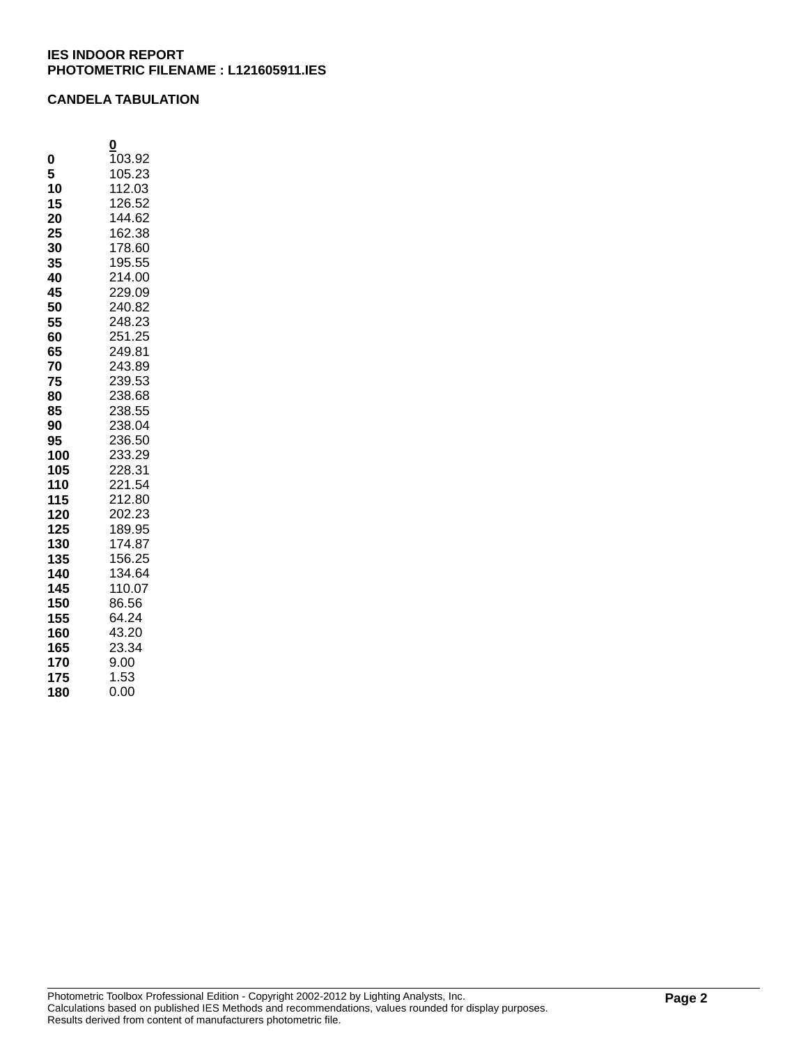**IES INDOOR REPORT**
**PHOTOMETRIC FILENAME : L121605911.IES**

**CANDELA TABULATION**

| | 0 |
|---|---|
| **0** | 103.92 |
| **5** | 105.23 |
| **10** | 112.03 |
| **15** | 126.52 |
| **20** | 144.62 |
| **25** | 162.38 |
| **30** | 178.60 |
| **35** | 195.55 |
| **40** | 214.00 |
| **45** | 229.09 |
| **50** | 240.82 |
| **55** | 248.23 |
| **60** | 251.25 |
| **65** | 249.81 |
| **70** | 243.89 |
| **75** | 239.53 |
| **80** | 238.68 |
| **85** | 238.55 |
| **90** | 238.04 |
| **95** | 236.50 |
| **100** | 233.29 |
| **105** | 228.31 |
| **110** | 221.54 |
| **115** | 212.80 |
| **120** | 202.23 |
| **125** | 189.95 |
| **130** | 174.87 |
| **135** | 156.25 |
| **140** | 134.64 |
| **145** | 110.07 |
| **150** | 86.56 |
| **155** | 64.24 |
| **160** | 43.20 |
| **165** | 23.34 |
| **170** | 9.00 |
| **175** | 1.53 |
| **180** | 0.00 |

Photometric Toolbox Professional Edition - Copyright 2002-2012 by Lighting Analysts, Inc.
Calculations based on published IES Methods and recommendations, values rounded for display purposes.
Results derived from content of manufacturers photometric file.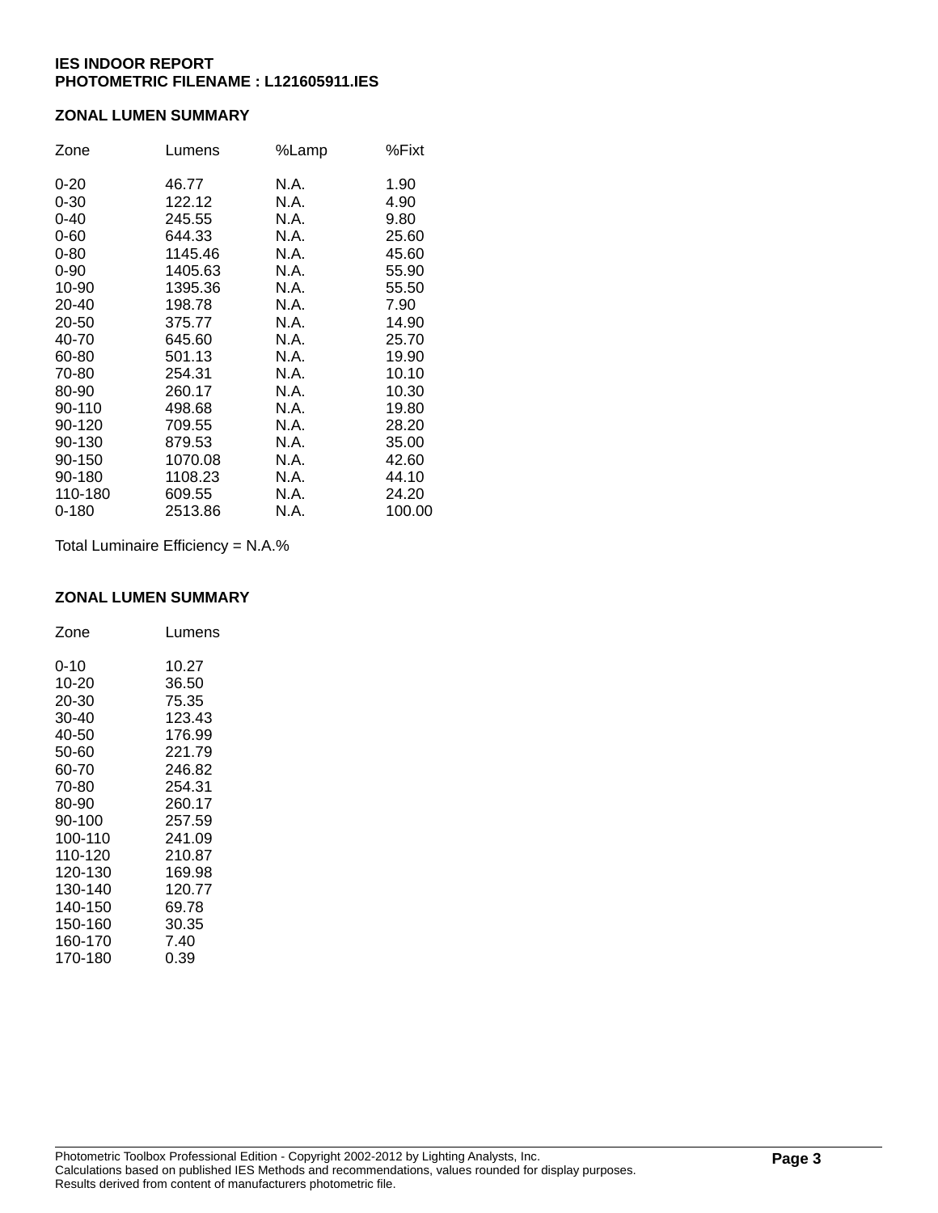**IES INDOOR REPORT**
**PHOTOMETRIC FILENAME : L121605911.IES**

## ZONAL LUMEN SUMMARY

| Zone | Lumens | %Lamp | %Fixt |
|---|---|---|---|
| 0-20 | 46.77 | N.A. | 1.90 |
| 0-30 | 122.12 | N.A. | 4.90 |
| 0-40 | 245.55 | N.A. | 9.80 |
| 0-60 | 644.33 | N.A. | 25.60 |
| 0-80 | 1145.46 | N.A. | 45.60 |
| 0-90 | 1405.63 | N.A. | 55.90 |
| 10-90 | 1395.36 | N.A. | 55.50 |
| 20-40 | 198.78 | N.A. | 7.90 |
| 20-50 | 375.77 | N.A. | 14.90 |
| 40-70 | 645.60 | N.A. | 25.70 |
| 60-80 | 501.13 | N.A. | 19.90 |
| 70-80 | 254.31 | N.A. | 10.10 |
| 80-90 | 260.17 | N.A. | 10.30 |
| 90-110 | 498.68 | N.A. | 19.80 |
| 90-120 | 709.55 | N.A. | 28.20 |
| 90-130 | 879.53 | N.A. | 35.00 |
| 90-150 | 1070.08 | N.A. | 42.60 |
| 90-180 | 1108.23 | N.A. | 44.10 |
| 110-180 | 609.55 | N.A. | 24.20 |
| 0-180 | 2513.86 | N.A. | 100.00 |

Total Luminaire Efficiency = N.A.%

## ZONAL LUMEN SUMMARY

| Zone | Lumens |
|---|---|
| 0-10 | 10.27 |
| 10-20 | 36.50 |
| 20-30 | 75.35 |
| 30-40 | 123.43 |
| 40-50 | 176.99 |
| 50-60 | 221.79 |
| 60-70 | 246.82 |
| 70-80 | 254.31 |
| 80-90 | 260.17 |
| 90-100 | 257.59 |
| 100-110 | 241.09 |
| 110-120 | 210.87 |
| 120-130 | 169.98 |
| 130-140 | 120.77 |
| 140-150 | 69.78 |
| 150-160 | 30.35 |
| 160-170 | 7.40 |
| 170-180 | 0.39 |

Photometric Toolbox Professional Edition - Copyright 2002-2012 by Lighting Analysts, Inc.
Calculations based on published IES Methods and recommendations, values rounded for display purposes.
Results derived from content of manufacturers photometric file.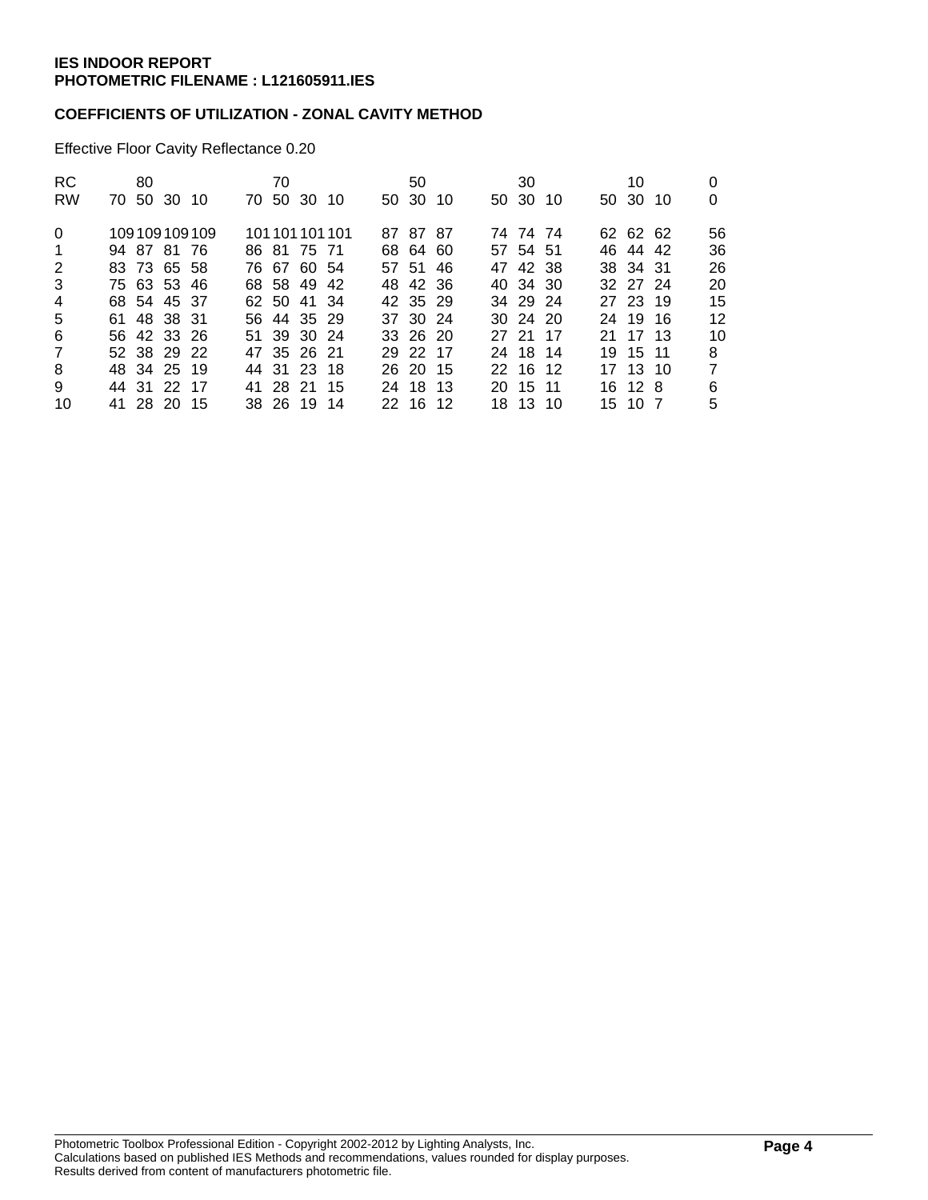**IES INDOOR REPORT**
**PHOTOMETRIC FILENAME : L121605911.IES**

**COEFFICIENTS OF UTILIZATION - ZONAL CAVITY METHOD**

Effective Floor Cavity Reflectance 0.20

| RC | 80 | | | | 70 | | | | 50 | | | 30 | | | 10 | | | 0 |
|---|---|---|---|---|---|---|---|---|---|---|---|---|---|---|---|---|---|---|
| RW | 70 | 50 | 30 | 10 | 70 | 50 | 30 | 10 | 50 | 30 | 10 | 50 | 30 | 10 | 50 | 30 | 10 | 0 |
| 0 | 109 | 109 | 109 | 109 | 101 | 101 | 101 | 101 | 87 | 87 | 87 | 74 | 74 | 74 | 62 | 62 | 62 | 56 |
| 1 | 94 | 87 | 81 | 76 | 86 | 81 | 75 | 71 | 68 | 64 | 60 | 57 | 54 | 51 | 46 | 44 | 42 | 36 |
| 2 | 83 | 73 | 65 | 58 | 76 | 67 | 60 | 54 | 57 | 51 | 46 | 47 | 42 | 38 | 38 | 34 | 31 | 26 |
| 3 | 75 | 63 | 53 | 46 | 68 | 58 | 49 | 42 | 48 | 42 | 36 | 40 | 34 | 30 | 32 | 27 | 24 | 20 |
| 4 | 68 | 54 | 45 | 37 | 62 | 50 | 41 | 34 | 42 | 35 | 29 | 34 | 29 | 24 | 27 | 23 | 19 | 15 |
| 5 | 61 | 48 | 38 | 31 | 56 | 44 | 35 | 29 | 37 | 30 | 24 | 30 | 24 | 20 | 24 | 19 | 16 | 12 |
| 6 | 56 | 42 | 33 | 26 | 51 | 39 | 30 | 24 | 33 | 26 | 20 | 27 | 21 | 17 | 21 | 17 | 13 | 10 |
| 7 | 52 | 38 | 29 | 22 | 47 | 35 | 26 | 21 | 29 | 22 | 17 | 24 | 18 | 14 | 19 | 15 | 11 | 8 |
| 8 | 48 | 34 | 25 | 19 | 44 | 31 | 23 | 18 | 26 | 20 | 15 | 22 | 16 | 12 | 17 | 13 | 10 | 7 |
| 9 | 44 | 31 | 22 | 17 | 41 | 28 | 21 | 15 | 24 | 18 | 13 | 20 | 15 | 11 | 16 | 12 | 8 | 6 |
| 10 | 41 | 28 | 20 | 15 | 38 | 26 | 19 | 14 | 22 | 16 | 12 | 18 | 13 | 10 | 15 | 10 | 7 | 5 |

Photometric Toolbox Professional Edition - Copyright 2002-2012 by Lighting Analysts, Inc.
Calculations based on published IES Methods and recommendations, values rounded for display purposes.
Results derived from content of manufacturers photometric file.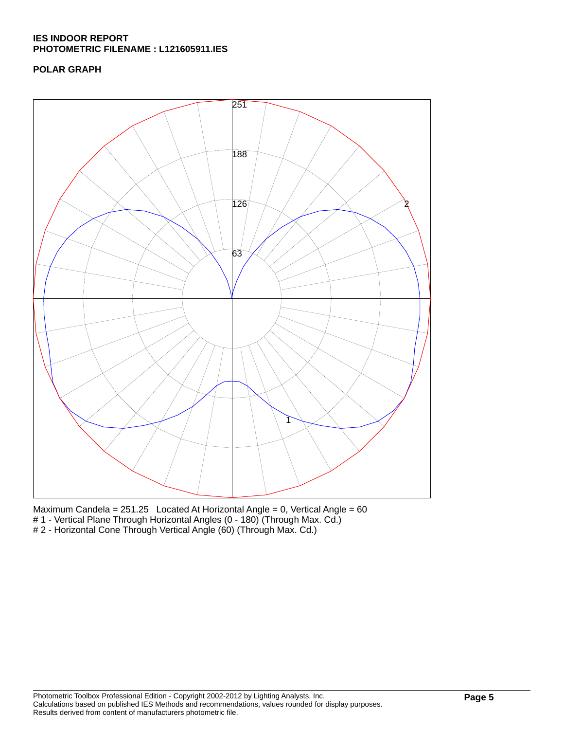**IES INDOOR REPORT**
**PHOTOMETRIC FILENAME : L121605911.IES**

**POLAR GRAPH**

251
188
126
63
2
1

Maximum Candela = 251.25 Located At Horizontal Angle = 0, Vertical Angle = 60
# 1 - Vertical Plane Through Horizontal Angles (0 - 180) (Through Max. Cd.)
# 2 - Horizontal Cone Through Vertical Angle (60) (Through Max. Cd.)

Photometric Toolbox Professional Edition - Copyright 2002-2012 by Lighting Analysts, Inc.
Calculations based on published IES Methods and recommendations, values rounded for display purposes.
Results derived from content of manufacturers photometric file.